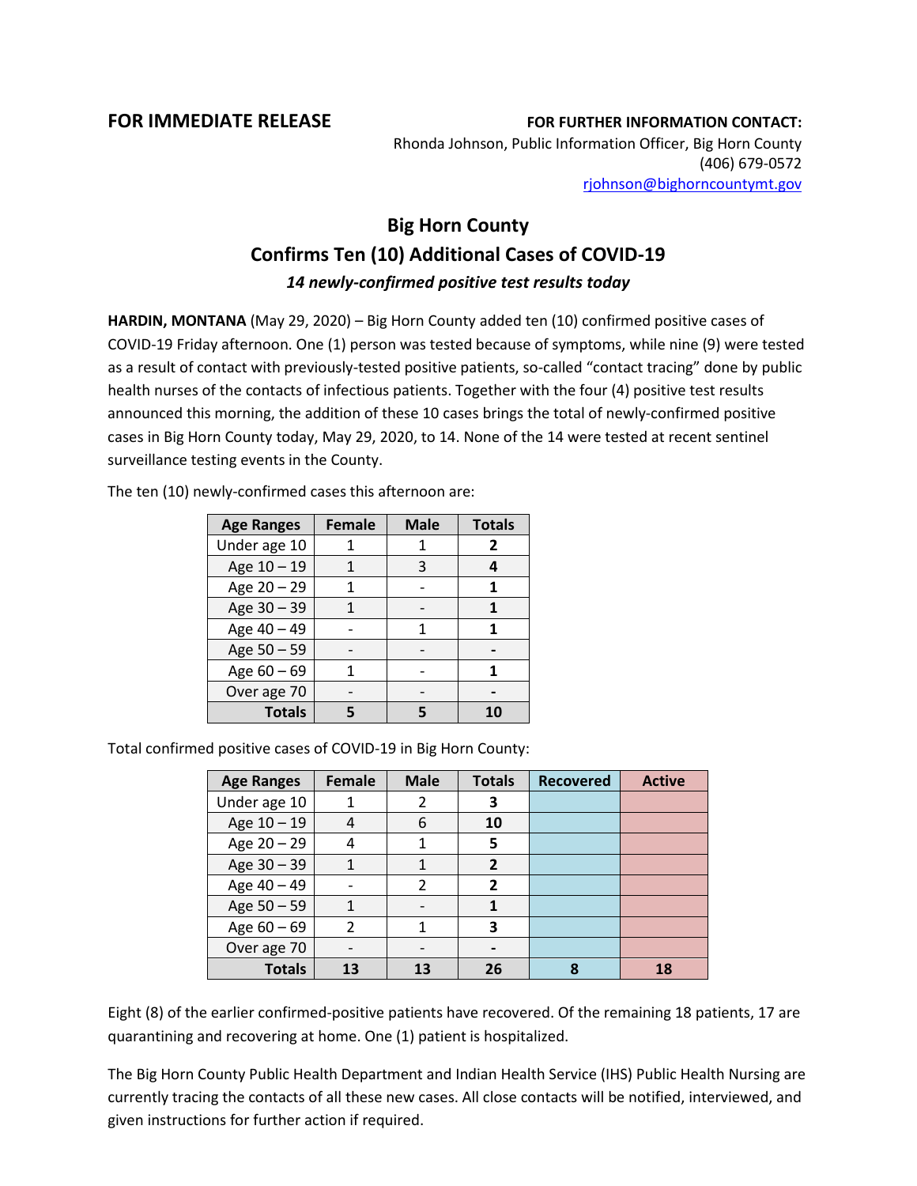**FOR IMMEDIATE RELEASE**

**FOR FURTHER INFORMATION CONTACT:**
Rhonda Johnson, Public Information Officer, Big Horn County
(406) 679-0572
rjohnson@bighorncountymt.gov

# Big Horn County
## Confirms Ten (10) Additional Cases of COVID-19
### *14 newly-confirmed positive test results today*

**HARDIN, MONTANA** (May 29, 2020) – Big Horn County added ten (10) confirmed positive cases of COVID-19 Friday afternoon. One (1) person was tested because of symptoms, while nine (9) were tested as a result of contact with previously-tested positive patients, so-called "contact tracing" done by public health nurses of the contacts of infectious patients. Together with the four (4) positive test results announced this morning, the addition of these 10 cases brings the total of newly-confirmed positive cases in Big Horn County today, May 29, 2020, to 14. None of the 14 were tested at recent sentinel surveillance testing events in the County.

The ten (10) newly-confirmed cases this afternoon are:

| Age Ranges | Female | Male | Totals |
|---|---|---|---|
| Under age 10 | 1 | 1 | **2** |
| Age 10 – 19 | 1 | 3 | **4** |
| Age 20 – 29 | 1 | - | **1** |
| Age 30 – 39 | 1 | - | **1** |
| Age 40 – 49 | - | 1 | **1** |
| Age 50 – 59 | - | - | **-** |
| Age 60 – 69 | 1 | - | **1** |
| Over age 70 | - | - | **-** |
| **Totals** | **5** | **5** | **10** |

Total confirmed positive cases of COVID-19 in Big Horn County:

| Age Ranges | Female | Male | Totals | Recovered | Active |
|---|---|---|---|---|---|
| Under age 10 | 1 | 2 | **3** | | |
| Age 10 – 19 | 4 | 6 | **10** | | |
| Age 20 – 29 | 4 | 1 | **5** | | |
| Age 30 – 39 | 1 | 1 | **2** | | |
| Age 40 – 49 | - | 2 | **2** | | |
| Age 50 – 59 | 1 | - | **1** | | |
| Age 60 – 69 | 2 | 1 | **3** | | |
| Over age 70 | - | - | **-** | | |
| **Totals** | **13** | **13** | **26** | **8** | **18** |

Eight (8) of the earlier confirmed-positive patients have recovered. Of the remaining 18 patients, 17 are quarantining and recovering at home. One (1) patient is hospitalized.

The Big Horn County Public Health Department and Indian Health Service (IHS) Public Health Nursing are currently tracing the contacts of all these new cases. All close contacts will be notified, interviewed, and given instructions for further action if required.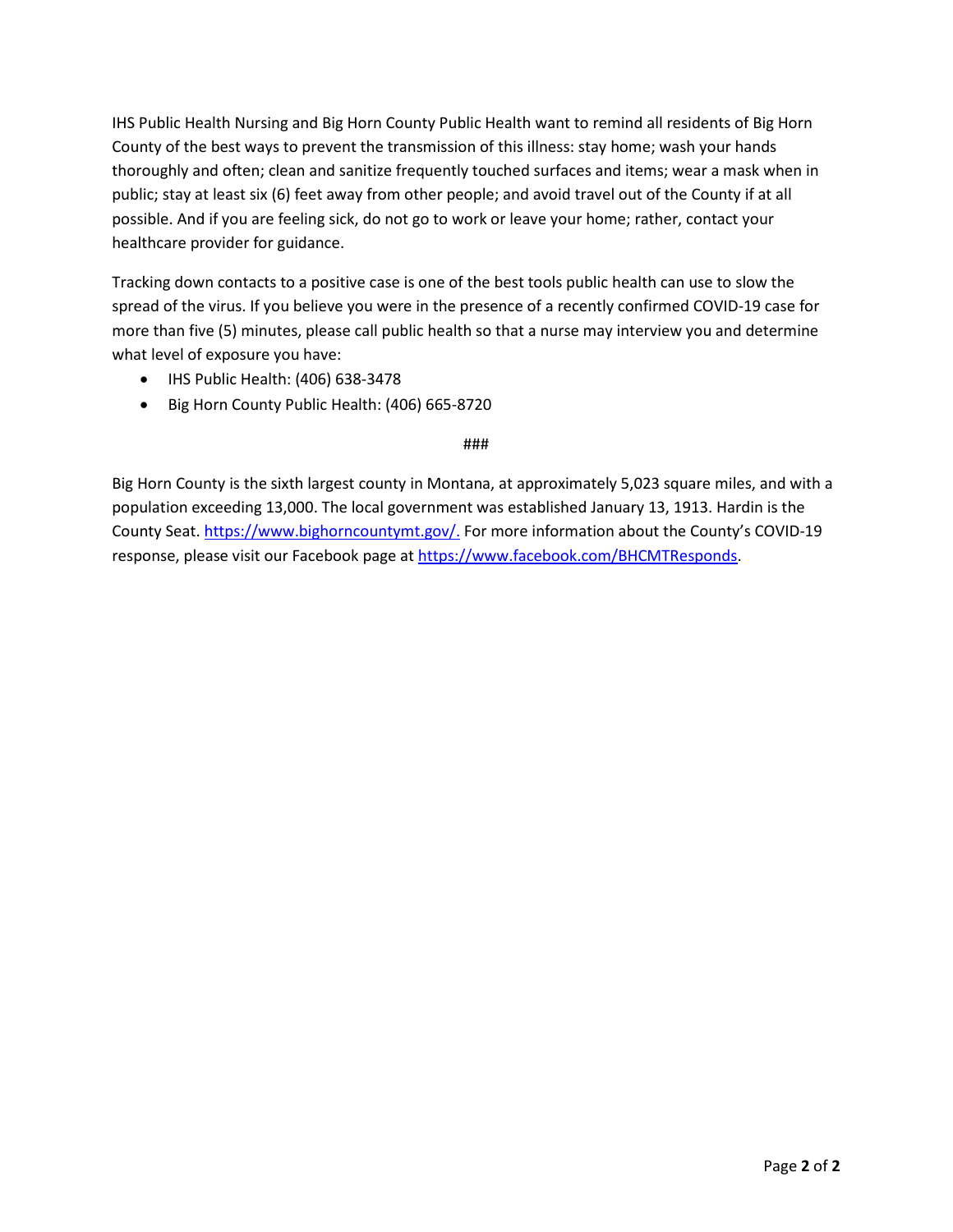IHS Public Health Nursing and Big Horn County Public Health want to remind all residents of Big Horn County of the best ways to prevent the transmission of this illness: stay home; wash your hands thoroughly and often; clean and sanitize frequently touched surfaces and items; wear a mask when in public; stay at least six (6) feet away from other people; and avoid travel out of the County if at all possible. And if you are feeling sick, do not go to work or leave your home; rather, contact your healthcare provider for guidance.

Tracking down contacts to a positive case is one of the best tools public health can use to slow the spread of the virus. If you believe you were in the presence of a recently confirmed COVID-19 case for more than five (5) minutes, please call public health so that a nurse may interview you and determine what level of exposure you have:

- IHS Public Health: (406) 638-3478
- Big Horn County Public Health: (406) 665-8720

###

Big Horn County is the sixth largest county in Montana, at approximately 5,023 square miles, and with a population exceeding 13,000. The local government was established January 13, 1913. Hardin is the County Seat. https://www.bighorncountymt.gov/. For more information about the County's COVID-19 response, please visit our Facebook page at https://www.facebook.com/BHCMTResponds.